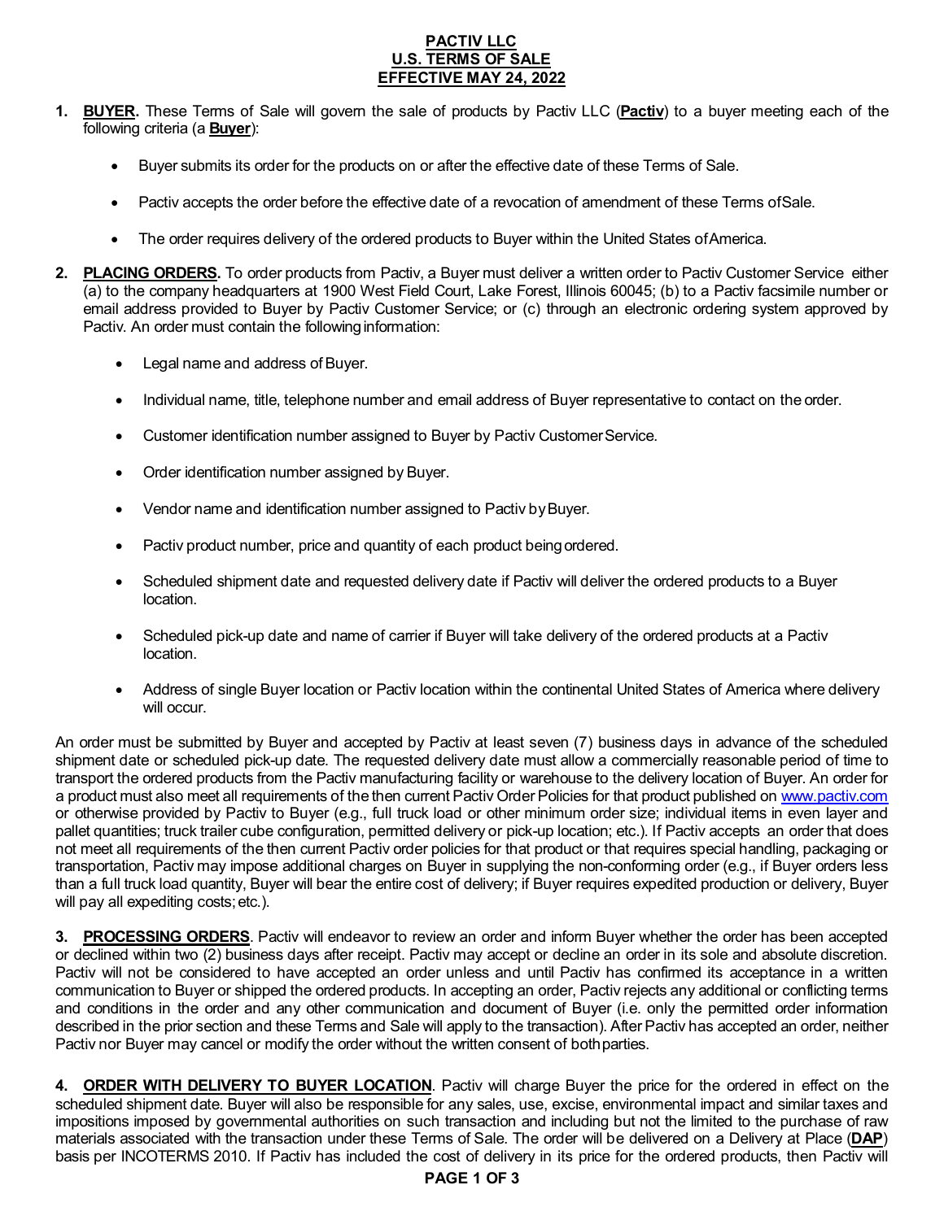# PACTIV LLC
# U.S. TERMS OF SALE
# EFFECTIVE MAY 24, 2022

1. **BUYER.** These Terms of Sale will govern the sale of products by Pactiv LLC (**Pactiv**) to a buyer meeting each of the following criteria (a **Buyer**):

   - Buyer submits its order for the products on or after the effective date of these Terms of Sale.
   - Pactiv accepts the order before the effective date of a revocation of amendment of these Terms of Sale.
   - The order requires delivery of the ordered products to Buyer within the United States of America.

2. **PLACING ORDERS.** To order products from Pactiv, a Buyer must deliver a written order to Pactiv Customer Service either (a) to the company headquarters at 1900 West Field Court, Lake Forest, Illinois 60045; (b) to a Pactiv facsimile number or email address provided to Buyer by Pactiv Customer Service; or (c) through an electronic ordering system approved by Pactiv. An order must contain the following information:

   - Legal name and address of Buyer.
   - Individual name, title, telephone number and email address of Buyer representative to contact on the order.
   - Customer identification number assigned to Buyer by Pactiv Customer Service.
   - Order identification number assigned by Buyer.
   - Vendor name and identification number assigned to Pactiv by Buyer.
   - Pactiv product number, price and quantity of each product being ordered.
   - Scheduled shipment date and requested delivery date if Pactiv will deliver the ordered products to a Buyer location.
   - Scheduled pick-up date and name of carrier if Buyer will take delivery of the ordered products at a Pactiv location.
   - Address of single Buyer location or Pactiv location within the continental United States of America where delivery will occur.

An order must be submitted by Buyer and accepted by Pactiv at least seven (7) business days in advance of the scheduled shipment date or scheduled pick-up date. The requested delivery date must allow a commercially reasonable period of time to transport the ordered products from the Pactiv manufacturing facility or warehouse to the delivery location of Buyer. An order for a product must also meet all requirements of the then current Pactiv Order Policies for that product published on www.pactiv.com or otherwise provided by Pactiv to Buyer (e.g., full truck load or other minimum order size; individual items in even layer and pallet quantities; truck trailer cube configuration, permitted delivery or pick-up location; etc.). If Pactiv accepts an order that does not meet all requirements of the then current Pactiv order policies for that product or that requires special handling, packaging or transportation, Pactiv may impose additional charges on Buyer in supplying the non-conforming order (e.g., if Buyer orders less than a full truck load quantity, Buyer will bear the entire cost of delivery; if Buyer requires expedited production or delivery, Buyer will pay all expediting costs; etc.).

3. **PROCESSING ORDERS**. Pactiv will endeavor to review an order and inform Buyer whether the order has been accepted or declined within two (2) business days after receipt. Pactiv may accept or decline an order in its sole and absolute discretion. Pactiv will not be considered to have accepted an order unless and until Pactiv has confirmed its acceptance in a written communication to Buyer or shipped the ordered products. In accepting an order, Pactiv rejects any additional or conflicting terms and conditions in the order and any other communication and document of Buyer (i.e. only the permitted order information described in the prior section and these Terms and Sale will apply to the transaction). After Pactiv has accepted an order, neither Pactiv nor Buyer may cancel or modify the order without the written consent of both parties.

4. **ORDER WITH DELIVERY TO BUYER LOCATION**. Pactiv will charge Buyer the price for the ordered in effect on the scheduled shipment date. Buyer will also be responsible for any sales, use, excise, environmental impact and similar taxes and impositions imposed by governmental authorities on such transaction and including but not the limited to the purchase of raw materials associated with the transaction under these Terms of Sale. The order will be delivered on a Delivery at Place (**DAP**) basis per INCOTERMS 2010. If Pactiv has included the cost of delivery in its price for the ordered products, then Pactiv will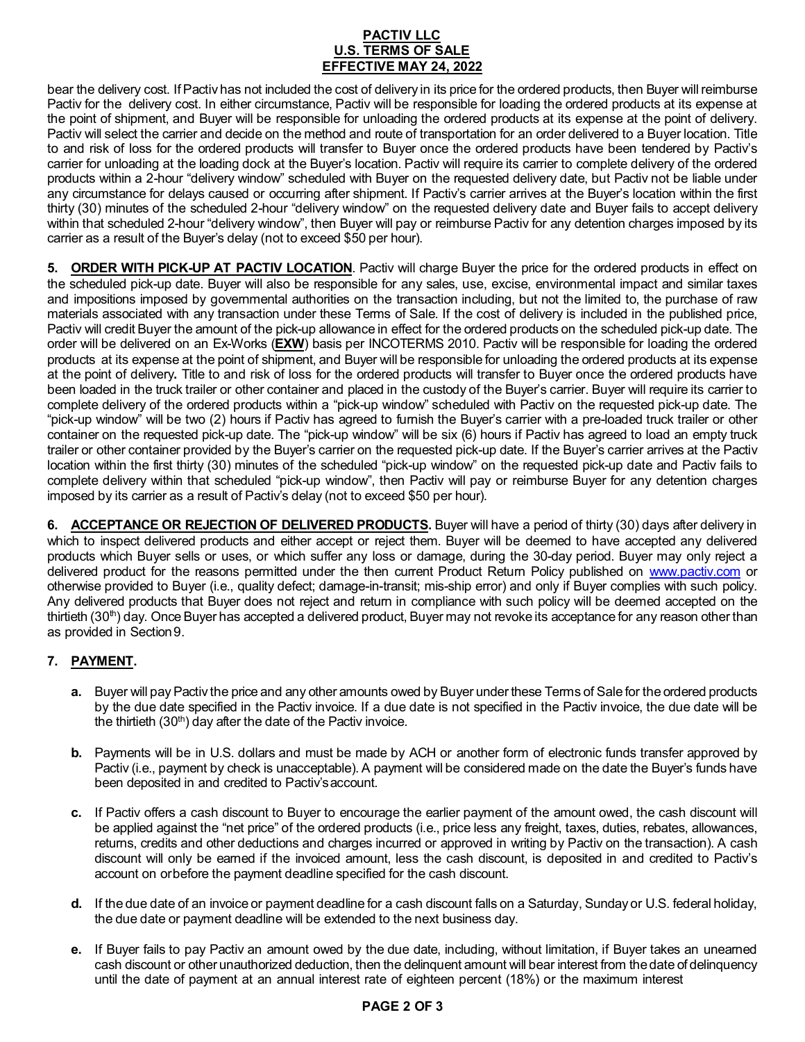bear the delivery cost. If Pactiv has not included the cost of delivery in its price for the ordered products, then Buyer will reimburse Pactiv for the delivery cost. In either circumstance, Pactiv will be responsible for loading the ordered products at its expense at the point of shipment, and Buyer will be responsible for unloading the ordered products at its expense at the point of delivery. Pactiv will select the carrier and decide on the method and route of transportation for an order delivered to a Buyer location. Title to and risk of loss for the ordered products will transfer to Buyer once the ordered products have been tendered by Pactiv's carrier for unloading at the loading dock at the Buyer's location. Pactiv will require its carrier to complete delivery of the ordered products within a 2-hour "delivery window" scheduled with Buyer on the requested delivery date, but Pactiv not be liable under any circumstance for delays caused or occurring after shipment. If Pactiv's carrier arrives at the Buyer's location within the first thirty (30) minutes of the scheduled 2-hour "delivery window" on the requested delivery date and Buyer fails to accept delivery within that scheduled 2-hour "delivery window", then Buyer will pay or reimburse Pactiv for any detention charges imposed by its carrier as a result of the Buyer's delay (not to exceed $50 per hour).

**5. ORDER WITH PICK-UP AT PACTIV LOCATION**. Pactiv will charge Buyer the price for the ordered products in effect on the scheduled pick-up date. Buyer will also be responsible for any sales, use, excise, environmental impact and similar taxes and impositions imposed by governmental authorities on the transaction including, but not the limited to, the purchase of raw materials associated with any transaction under these Terms of Sale. If the cost of delivery is included in the published price, Pactiv will credit Buyer the amount of the pick-up allowance in effect for the ordered products on the scheduled pick-up date. The order will be delivered on an Ex-Works (**EXW**) basis per INCOTERMS 2010. Pactiv will be responsible for loading the ordered products at its expense at the point of shipment, and Buyer will be responsible for unloading the ordered products at its expense at the point of delivery**.** Title to and risk of loss for the ordered products will transfer to Buyer once the ordered products have been loaded in the truck trailer or other container and placed in the custody of the Buyer's carrier. Buyer will require its carrier to complete delivery of the ordered products within a "pick-up window" scheduled with Pactiv on the requested pick-up date. The "pick-up window" will be two (2) hours if Pactiv has agreed to furnish the Buyer's carrier with a pre-loaded truck trailer or other container on the requested pick-up date. The "pick-up window" will be six (6) hours if Pactiv has agreed to load an empty truck trailer or other container provided by the Buyer's carrier on the requested pick-up date. If the Buyer's carrier arrives at the Pactiv location within the first thirty (30) minutes of the scheduled "pick-up window" on the requested pick-up date and Pactiv fails to complete delivery within that scheduled "pick-up window", then Pactiv will pay or reimburse Buyer for any detention charges imposed by its carrier as a result of Pactiv's delay (not to exceed $50 per hour).

**6. ACCEPTANCE OR REJECTION OF DELIVERED PRODUCTS.** Buyer will have a period of thirty (30) days after delivery in which to inspect delivered products and either accept or reject them. Buyer will be deemed to have accepted any delivered products which Buyer sells or uses, or which suffer any loss or damage, during the 30-day period. Buyer may only reject a delivered product for the reasons permitted under the then current Product Return Policy published on www.pactiv.com or otherwise provided to Buyer (i.e., quality defect; damage-in-transit; mis-ship error) and only if Buyer complies with such policy. Any delivered products that Buyer does not reject and return in compliance with such policy will be deemed accepted on the thirtieth (30th) day. Once Buyer has accepted a delivered product, Buyer may not revoke its acceptance for any reason other than as provided in Section 9.

**7. PAYMENT.**

- **a.** Buyer will pay Pactiv the price and any other amounts owed by Buyer under these Terms of Sale for the ordered products by the due date specified in the Pactiv invoice. If a due date is not specified in the Pactiv invoice, the due date will be the thirtieth (30th) day after the date of the Pactiv invoice.

- **b.** Payments will be in U.S. dollars and must be made by ACH or another form of electronic funds transfer approved by Pactiv (i.e., payment by check is unacceptable). A payment will be considered made on the date the Buyer's funds have been deposited in and credited to Pactiv's account.

- **c.** If Pactiv offers a cash discount to Buyer to encourage the earlier payment of the amount owed, the cash discount will be applied against the "net price" of the ordered products (i.e., price less any freight, taxes, duties, rebates, allowances, returns, credits and other deductions and charges incurred or approved in writing by Pactiv on the transaction). A cash discount will only be earned if the invoiced amount, less the cash discount, is deposited in and credited to Pactiv's account on or before the payment deadline specified for the cash discount.

- **d.** If the due date of an invoice or payment deadline for a cash discount falls on a Saturday, Sunday or U.S. federal holiday, the due date or payment deadline will be extended to the next business day.

- **e.** If Buyer fails to pay Pactiv an amount owed by the due date, including, without limitation, if Buyer takes an unearned cash discount or other unauthorized deduction, then the delinquent amount will bear interest from the date of delinquency until the date of payment at an annual interest rate of eighteen percent (18%) or the maximum interest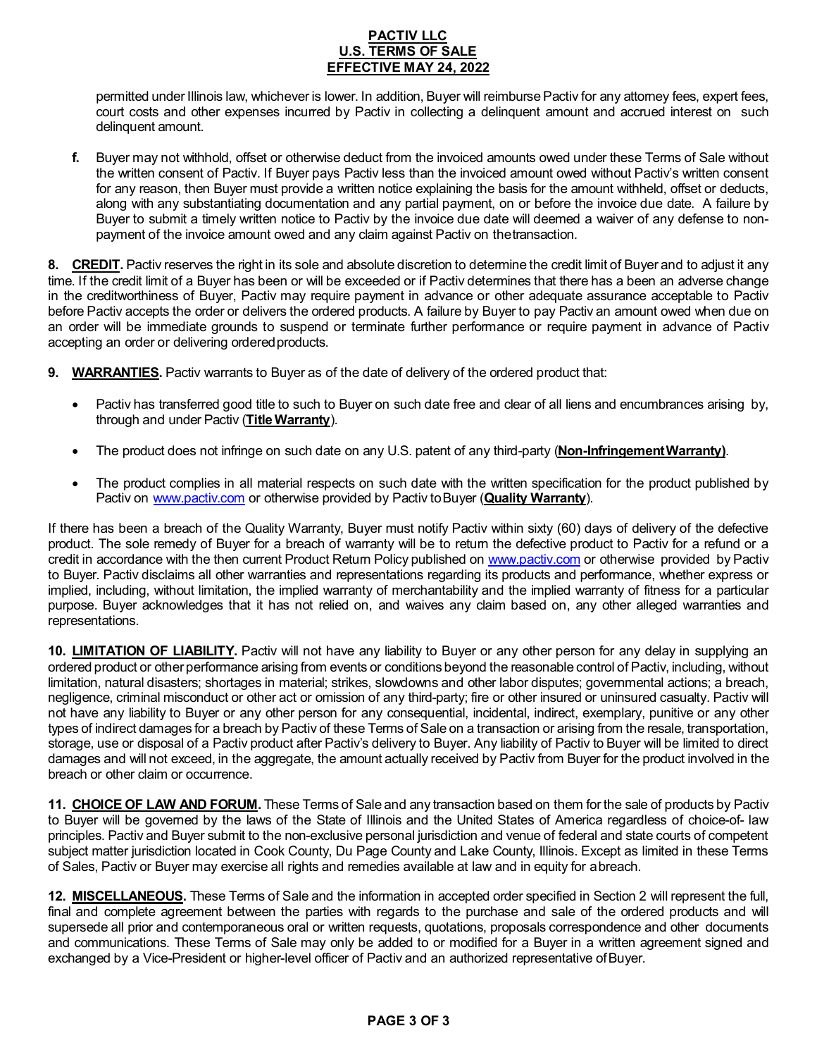permitted under Illinois law, whichever is lower. In addition, Buyer will reimburse Pactiv for any attorney fees, expert fees, court costs and other expenses incurred by Pactiv in collecting a delinquent amount and accrued interest on such delinquent amount.

**f.** Buyer may not withhold, offset or otherwise deduct from the invoiced amounts owed under these Terms of Sale without the written consent of Pactiv. If Buyer pays Pactiv less than the invoiced amount owed without Pactiv's written consent for any reason, then Buyer must provide a written notice explaining the basis for the amount withheld, offset or deducts, along with any substantiating documentation and any partial payment, on or before the invoice due date. A failure by Buyer to submit a timely written notice to Pactiv by the invoice due date will deemed a waiver of any defense to non-payment of the invoice amount owed and any claim against Pactiv on the transaction.

**8. CREDIT.** Pactiv reserves the right in its sole and absolute discretion to determine the credit limit of Buyer and to adjust it any time. If the credit limit of a Buyer has been or will be exceeded or if Pactiv determines that there has a been an adverse change in the creditworthiness of Buyer, Pactiv may require payment in advance or other adequate assurance acceptable to Pactiv before Pactiv accepts the order or delivers the ordered products. A failure by Buyer to pay Pactiv an amount owed when due on an order will be immediate grounds to suspend or terminate further performance or require payment in advance of Pactiv accepting an order or delivering ordered products.

**9. WARRANTIES.** Pactiv warrants to Buyer as of the date of delivery of the ordered product that:

- Pactiv has transferred good title to such to Buyer on such date free and clear of all liens and encumbrances arising by, through and under Pactiv (**Title Warranty**).
- The product does not infringe on such date on any U.S. patent of any third-party (**Non-Infringement Warranty)**.
- The product complies in all material respects on such date with the written specification for the product published by Pactiv on www.pactiv.com or otherwise provided by Pactiv to Buyer (**Quality Warranty**).

If there has been a breach of the Quality Warranty, Buyer must notify Pactiv within sixty (60) days of delivery of the defective product. The sole remedy of Buyer for a breach of warranty will be to return the defective product to Pactiv for a refund or a credit in accordance with the then current Product Return Policy published on www.pactiv.com or otherwise provided by Pactiv to Buyer. Pactiv disclaims all other warranties and representations regarding its products and performance, whether express or implied, including, without limitation, the implied warranty of merchantability and the implied warranty of fitness for a particular purpose. Buyer acknowledges that it has not relied on, and waives any claim based on, any other alleged warranties and representations.

**10. LIMITATION OF LIABILITY.** Pactiv will not have any liability to Buyer or any other person for any delay in supplying an ordered product or other performance arising from events or conditions beyond the reasonable control of Pactiv, including, without limitation, natural disasters; shortages in material; strikes, slowdowns and other labor disputes; governmental actions; a breach, negligence, criminal misconduct or other act or omission of any third-party; fire or other insured or uninsured casualty. Pactiv will not have any liability to Buyer or any other person for any consequential, incidental, indirect, exemplary, punitive or any other types of indirect damages for a breach by Pactiv of these Terms of Sale on a transaction or arising from the resale, transportation, storage, use or disposal of a Pactiv product after Pactiv's delivery to Buyer. Any liability of Pactiv to Buyer will be limited to direct damages and will not exceed, in the aggregate, the amount actually received by Pactiv from Buyer for the product involved in the breach or other claim or occurrence.

**11. CHOICE OF LAW AND FORUM.** These Terms of Sale and any transaction based on them for the sale of products by Pactiv to Buyer will be governed by the laws of the State of Illinois and the United States of America regardless of choice-of- law principles. Pactiv and Buyer submit to the non-exclusive personal jurisdiction and venue of federal and state courts of competent subject matter jurisdiction located in Cook County, Du Page County and Lake County, Illinois. Except as limited in these Terms of Sales, Pactiv or Buyer may exercise all rights and remedies available at law and in equity for a breach.

**12. MISCELLANEOUS.** These Terms of Sale and the information in accepted order specified in Section 2 will represent the full, final and complete agreement between the parties with regards to the purchase and sale of the ordered products and will supersede all prior and contemporaneous oral or written requests, quotations, proposals correspondence and other documents and communications. These Terms of Sale may only be added to or modified for a Buyer in a written agreement signed and exchanged by a Vice-President or higher-level officer of Pactiv and an authorized representative of Buyer.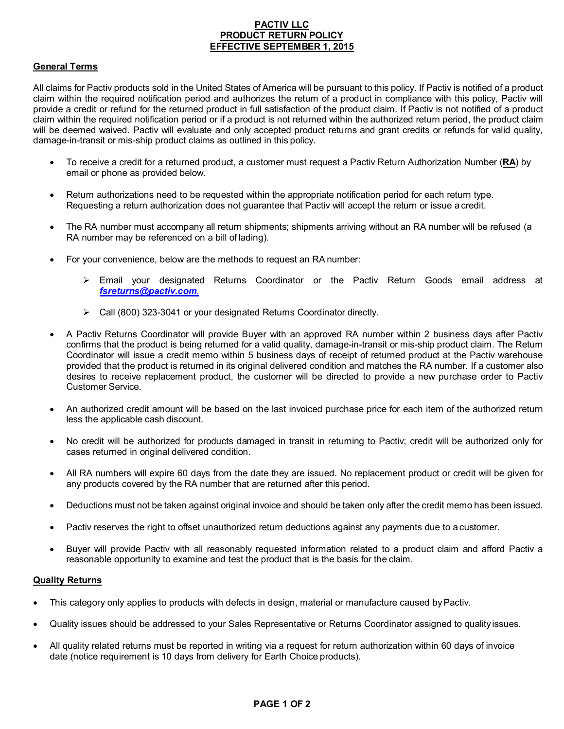**PACTIV LLC**
**PRODUCT RETURN POLICY**
**EFFECTIVE SEPTEMBER 1, 2015**

## General Terms

All claims for Pactiv products sold in the United States of America will be pursuant to this policy. If Pactiv is notified of a product claim within the required notification period and authorizes the return of a product in compliance with this policy, Pactiv will provide a credit or refund for the returned product in full satisfaction of the product claim. If Pactiv is not notified of a product claim within the required notification period or if a product is not returned within the authorized return period, the product claim will be deemed waived. Pactiv will evaluate and only accepted product returns and grant credits or refunds for valid quality, damage-in-transit or mis-ship product claims as outlined in this policy.

- To receive a credit for a returned product, a customer must request a Pactiv Return Authorization Number (**RA**) by email or phone as provided below.
- Return authorizations need to be requested within the appropriate notification period for each return type. Requesting a return authorization does not guarantee that Pactiv will accept the return or issue a credit.
- The RA number must accompany all return shipments; shipments arriving without an RA number will be refused (a RA number may be referenced on a bill of lading).
- For your convenience, below are the methods to request an RA number:
  - Email your designated Returns Coordinator or the Pactiv Return Goods email address at ***fsreturns@pactiv.com***.
  - Call (800) 323-3041 or your designated Returns Coordinator directly.
- A Pactiv Returns Coordinator will provide Buyer with an approved RA number within 2 business days after Pactiv confirms that the product is being returned for a valid quality, damage-in-transit or mis-ship product claim. The Return Coordinator will issue a credit memo within 5 business days of receipt of returned product at the Pactiv warehouse provided that the product is returned in its original delivered condition and matches the RA number. If a customer also desires to receive replacement product, the customer will be directed to provide a new purchase order to Pactiv Customer Service.
- An authorized credit amount will be based on the last invoiced purchase price for each item of the authorized return less the applicable cash discount.
- No credit will be authorized for products damaged in transit in returning to Pactiv; credit will be authorized only for cases returned in original delivered condition.
- All RA numbers will expire 60 days from the date they are issued. No replacement product or credit will be given for any products covered by the RA number that are returned after this period.
- Deductions must not be taken against original invoice and should be taken only after the credit memo has been issued.
- Pactiv reserves the right to offset unauthorized return deductions against any payments due to a customer.
- Buyer will provide Pactiv with all reasonably requested information related to a product claim and afford Pactiv a reasonable opportunity to examine and test the product that is the basis for the claim.

## Quality Returns

- This category only applies to products with defects in design, material or manufacture caused by Pactiv.
- Quality issues should be addressed to your Sales Representative or Returns Coordinator assigned to quality issues.
- All quality related returns must be reported in writing via a request for return authorization within 60 days of invoice date (notice requirement is 10 days from delivery for Earth Choice products).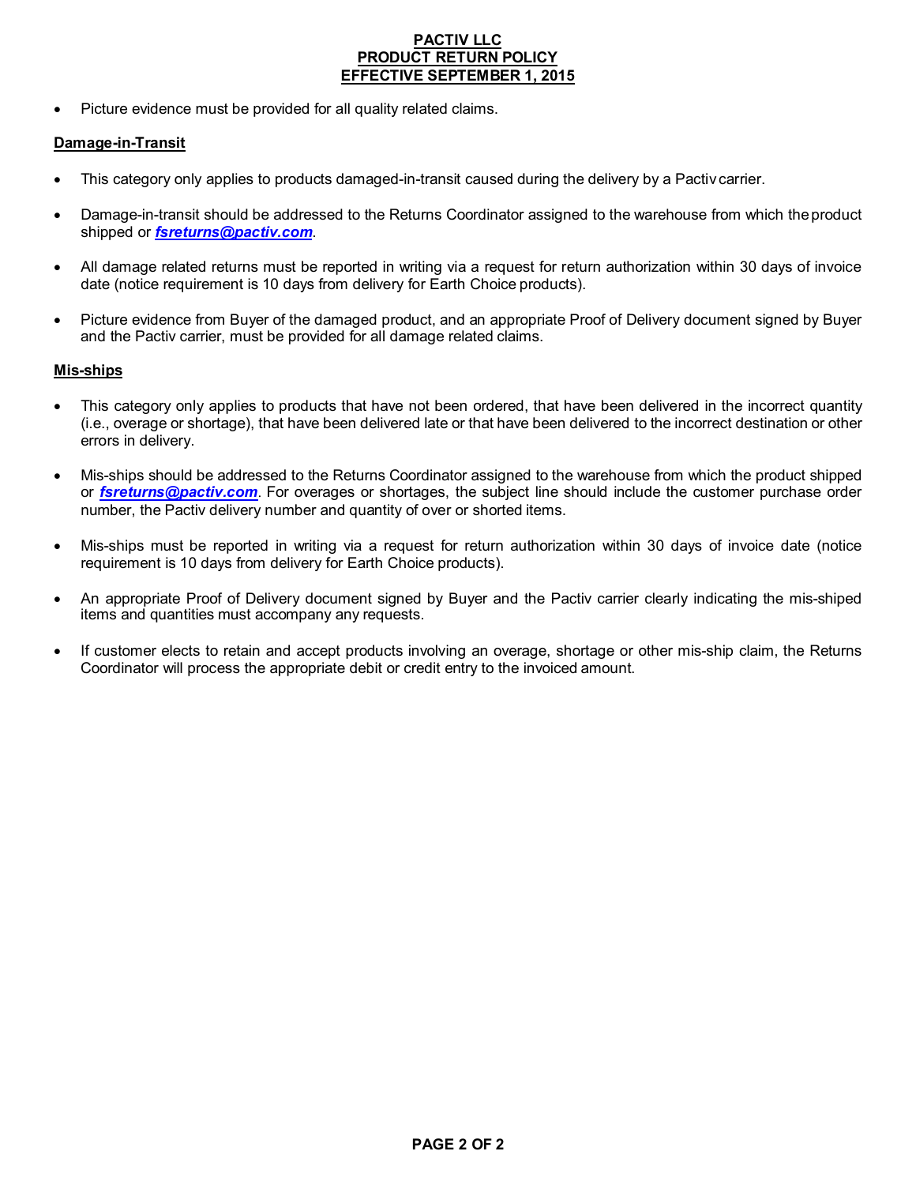- Picture evidence must be provided for all quality related claims.

**Damage-in-Transit**

- This category only applies to products damaged-in-transit caused during the delivery by a Pactiv carrier.

- Damage-in-transit should be addressed to the Returns Coordinator assigned to the warehouse from which the product shipped or ***fsreturns@pactiv.com***.

- All damage related returns must be reported in writing via a request for return authorization within 30 days of invoice date (notice requirement is 10 days from delivery for Earth Choice products).

- Picture evidence from Buyer of the damaged product, and an appropriate Proof of Delivery document signed by Buyer and the Pactiv carrier, must be provided for all damage related claims.

**Mis-ships**

- This category only applies to products that have not been ordered, that have been delivered in the incorrect quantity (i.e., overage or shortage), that have been delivered late or that have been delivered to the incorrect destination or other errors in delivery.

- Mis-ships should be addressed to the Returns Coordinator assigned to the warehouse from which the product shipped or ***fsreturns@pactiv.com***. For overages or shortages, the subject line should include the customer purchase order number, the Pactiv delivery number and quantity of over or shorted items.

- Mis-ships must be reported in writing via a request for return authorization within 30 days of invoice date (notice requirement is 10 days from delivery for Earth Choice products).

- An appropriate Proof of Delivery document signed by Buyer and the Pactiv carrier clearly indicating the mis-shiped items and quantities must accompany any requests.

- If customer elects to retain and accept products involving an overage, shortage or other mis-ship claim, the Returns Coordinator will process the appropriate debit or credit entry to the invoiced amount.